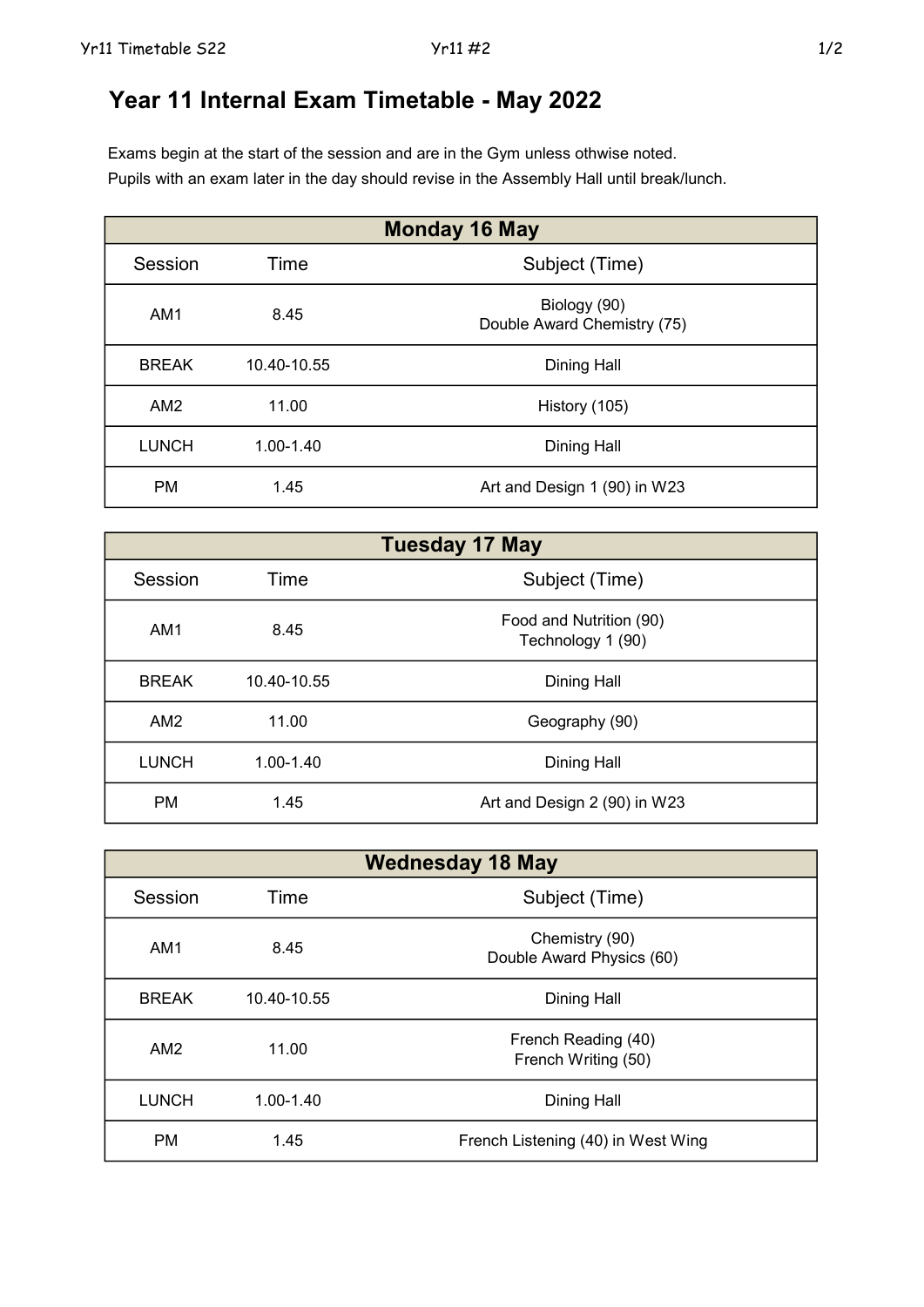# Year 11 Internal Exam Timetable - May 2022

Exams begin at the start of the session and are in the Gym unless othwise noted.
Pupils with an exam later in the day should revise in the Assembly Hall until break/lunch.

| Monday 16 May | | |
|---|---|---|
| Session | Time | Subject (Time) |
| AM1 | 8.45 | Biology (90)<br>Double Award Chemistry (75) |
| BREAK | 10.40-10.55 | Dining Hall |
| AM2 | 11.00 | History (105) |
| LUNCH | 1.00-1.40 | Dining Hall |
| PM | 1.45 | Art and Design 1 (90) in W23 |

| Tuesday 17 May | | |
|---|---|---|
| Session | Time | Subject (Time) |
| AM1 | 8.45 | Food and Nutrition (90)<br>Technology 1 (90) |
| BREAK | 10.40-10.55 | Dining Hall |
| AM2 | 11.00 | Geography (90) |
| LUNCH | 1.00-1.40 | Dining Hall |
| PM | 1.45 | Art and Design 2 (90) in W23 |

| Wednesday 18 May | | |
|---|---|---|
| Session | Time | Subject (Time) |
| AM1 | 8.45 | Chemistry (90)<br>Double Award Physics (60) |
| BREAK | 10.40-10.55 | Dining Hall |
| AM2 | 11.00 | French Reading (40)<br>French Writing (50) |
| LUNCH | 1.00-1.40 | Dining Hall |
| PM | 1.45 | French Listening (40) in West Wing |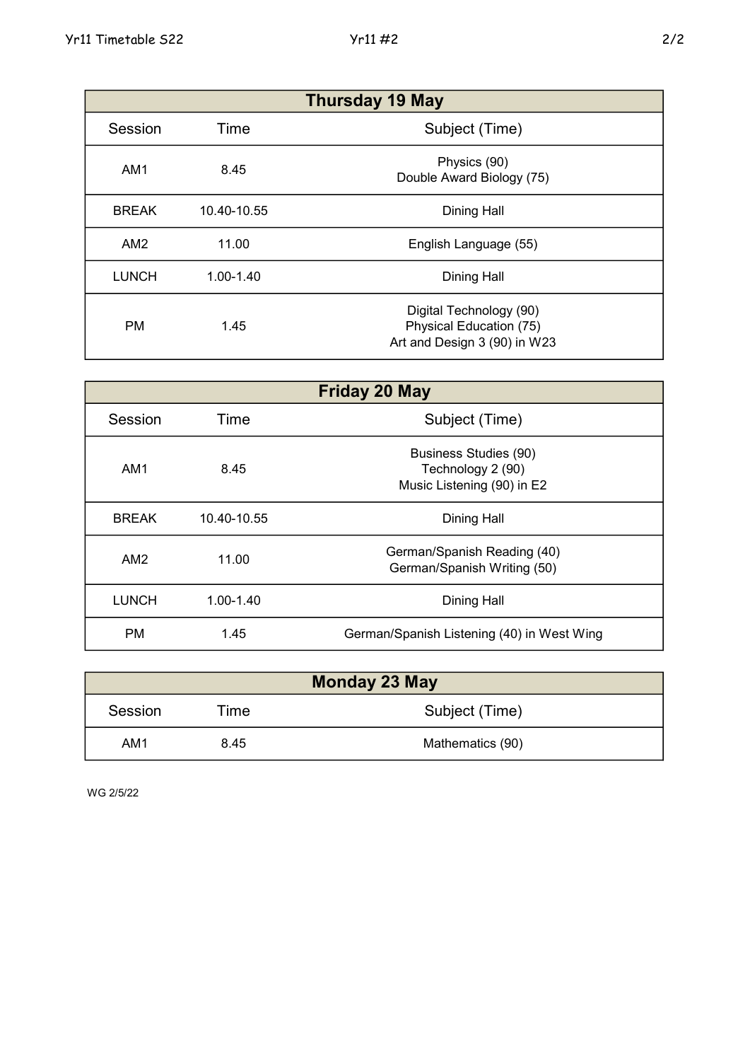| Thursday 19 May | | |
|---|---|---|
| Session | Time | Subject (Time) |
| AM1 | 8.45 | Physics (90)<br>Double Award Biology (75) |
| BREAK | 10.40-10.55 | Dining Hall |
| AM2 | 11.00 | English Language (55) |
| LUNCH | 1.00-1.40 | Dining Hall |
| PM | 1.45 | Digital Technology (90)<br>Physical Education (75)<br>Art and Design 3 (90) in W23 |

| Friday 20 May | | |
|---|---|---|
| Session | Time | Subject (Time) |
| AM1 | 8.45 | Business Studies (90)<br>Technology 2 (90)<br>Music Listening (90) in E2 |
| BREAK | 10.40-10.55 | Dining Hall |
| AM2 | 11.00 | German/Spanish Reading (40)<br>German/Spanish Writing (50) |
| LUNCH | 1.00-1.40 | Dining Hall |
| PM | 1.45 | German/Spanish Listening (40) in West Wing |

| Monday 23 May | | |
|---|---|---|
| Session | Time | Subject (Time) |
| AM1 | 8.45 | Mathematics (90) |

WG 2/5/22